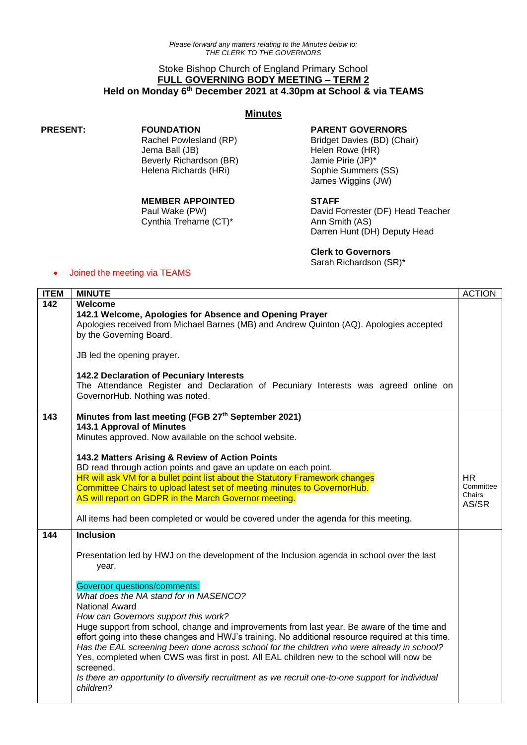*Please forward any matters relating to the Minutes below to:*
*THE CLERK TO THE GOVERNORS*

Stoke Bishop Church of England Primary School

**FULL GOVERNING BODY MEETING – TERM 2**

**Held on Monday 6th December 2021 at 4.30pm at School & via TEAMS**

## Minutes

**PRESENT:**

**FOUNDATION**
Rachel Powlesland (RP)
Jema Ball (JB)
Beverly Richardson (BR)
Helena Richards (HRi)

**PARENT GOVERNORS**
Bridget Davies (BD) (Chair)
Helen Rowe (HR)
Jamie Pirie (JP)*
Sophie Summers (SS)
James Wiggins (JW)

**MEMBER APPOINTED**
Paul Wake (PW)
Cynthia Treharne (CT)*

**STAFF**
David Forrester (DF) Head Teacher
Ann Smith (AS)
Darren Hunt (DH) Deputy Head

**Clerk to Governors**
Sarah Richardson (SR)*

- Joined the meeting via TEAMS

| ITEM | MINUTE | ACTION |
|---|---|---|
| 142 | **Welcome**<br>**142.1 Welcome, Apologies for Absence and Opening Prayer**<br>Apologies received from Michael Barnes (MB) and Andrew Quinton (AQ). Apologies accepted by the Governing Board.<br><br>JB led the opening prayer.<br><br>**142.2 Declaration of Pecuniary Interests**<br>The Attendance Register and Declaration of Pecuniary Interests was agreed online on GovernorHub. Nothing was noted. | |
| 143 | **Minutes from last meeting (FGB 27th September 2021)**<br>**143.1 Approval of Minutes**<br>Minutes approved. Now available on the school website.<br><br>**143.2 Matters Arising & Review of Action Points**<br>BD read through action points and gave an update on each point.<br>HR will ask VM for a bullet point list about the Statutory Framework changes<br>Committee Chairs to upload latest set of meeting minutes to GovernorHub.<br>AS will report on GDPR in the March Governor meeting.<br><br>All items had been completed or would be covered under the agenda for this meeting. | HR<br>Committee Chairs<br>AS/SR |
| 144 | **Inclusion**<br><br>Presentation led by HWJ on the development of the Inclusion agenda in school over the last year.<br><br>Governor questions/comments:<br>*What does the NA stand for in NASENCO?*<br>National Award<br>*How can Governors support this work?*<br>Huge support from school, change and improvements from last year. Be aware of the time and effort going into these changes and HWJ's training. No additional resource required at this time.<br>*Has the EAL screening been done across school for the children who were already in school?*<br>Yes, completed when CWS was first in post. All EAL children new to the school will now be screened.<br>*Is there an opportunity to diversify recruitment as we recruit one-to-one support for individual children?* | |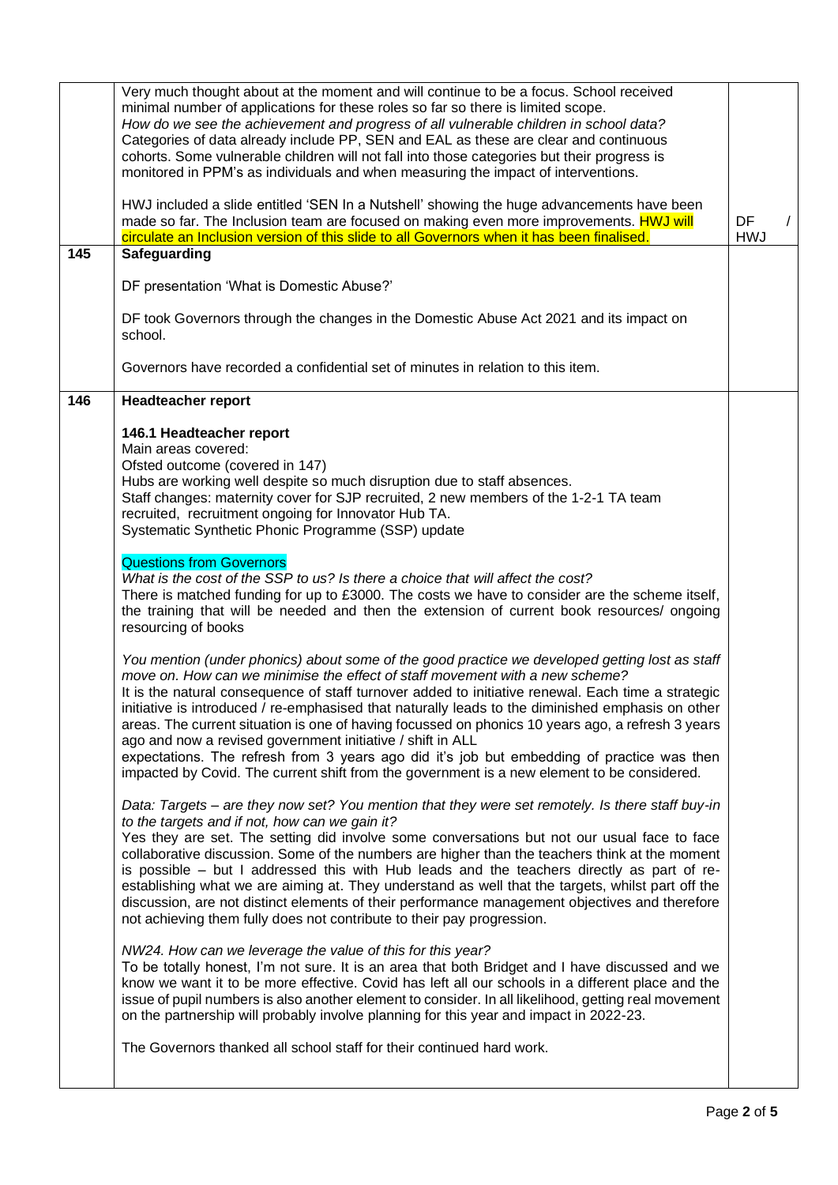| | | |
|---|---|---|
| | Very much thought about at the moment and will continue to be a focus. School received minimal number of applications for these roles so far so there is limited scope.<br>*How do we see the achievement and progress of all vulnerable children in school data?*<br>Categories of data already include PP, SEN and EAL as these are clear and continuous cohorts. Some vulnerable children will not fall into those categories but their progress is monitored in PPM's as individuals and when measuring the impact of interventions.<br><br>HWJ included a slide entitled 'SEN In a Nutshell' showing the huge advancements have been made so far. The Inclusion team are focused on making even more improvements. HWJ will circulate an Inclusion version of this slide to all Governors when it has been finalised. | DF / HWJ |
| **145** | **Safeguarding**<br><br>DF presentation 'What is Domestic Abuse?'<br><br>DF took Governors through the changes in the Domestic Abuse Act 2021 and its impact on school.<br><br>Governors have recorded a confidential set of minutes in relation to this item. | |
| **146** | **Headteacher report**<br><br>**146.1 Headteacher report**<br>Main areas covered:<br>Ofsted outcome (covered in 147)<br>Hubs are working well despite so much disruption due to staff absences.<br>Staff changes: maternity cover for SJP recruited, 2 new members of the 1-2-1 TA team recruited, recruitment ongoing for Innovator Hub TA.<br>Systematic Synthetic Phonic Programme (SSP) update<br><br>Questions from Governors<br>*What is the cost of the SSP to us? Is there a choice that will affect the cost?*<br>There is matched funding for up to £3000. The costs we have to consider are the scheme itself, the training that will be needed and then the extension of current book resources/ ongoing resourcing of books<br><br>*You mention (under phonics) about some of the good practice we developed getting lost as staff move on. How can we minimise the effect of staff movement with a new scheme?*<br>It is the natural consequence of staff turnover added to initiative renewal. Each time a strategic initiative is introduced / re-emphasised that naturally leads to the diminished emphasis on other areas. The current situation is one of having focussed on phonics 10 years ago, a refresh 3 years ago and now a revised government initiative / shift in ALL expectations. The refresh from 3 years ago did it's job but embedding of practice was then impacted by Covid. The current shift from the government is a new element to be considered.<br><br>*Data: Targets – are they now set? You mention that they were set remotely. Is there staff buy-in to the targets and if not, how can we gain it?*<br>Yes they are set. The setting did involve some conversations but not our usual face to face collaborative discussion. Some of the numbers are higher than the teachers think at the moment is possible – but I addressed this with Hub leads and the teachers directly as part of re-establishing what we are aiming at. They understand as well that the targets, whilst part off the discussion, are not distinct elements of their performance management objectives and therefore not achieving them fully does not contribute to their pay progression.<br><br>*NW24. How can we leverage the value of this for this year?*<br>To be totally honest, I'm not sure. It is an area that both Bridget and I have discussed and we know we want it to be more effective. Covid has left all our schools in a different place and the issue of pupil numbers is also another element to consider. In all likelihood, getting real movement on the partnership will probably involve planning for this year and impact in 2022-23.<br><br>The Governors thanked all school staff for their continued hard work. | |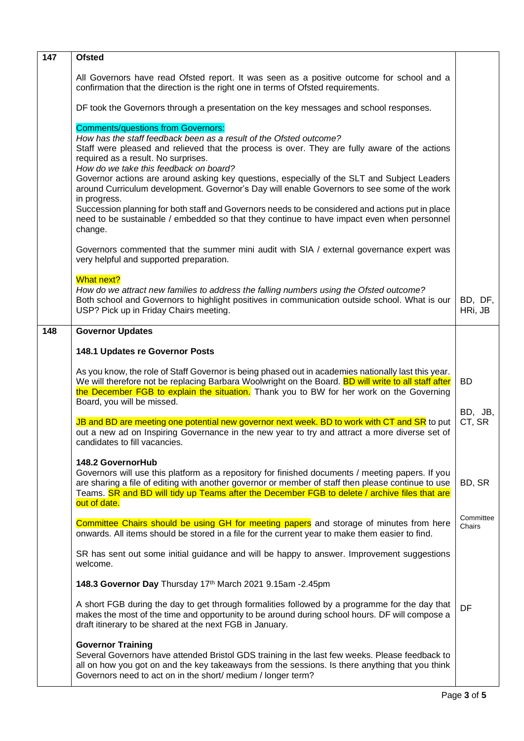| | | |
|---|---|---|
| **147** | **Ofsted**<br><br>All Governors have read Ofsted report. It was seen as a positive outcome for school and a confirmation that the direction is the right one in terms of Ofsted requirements.<br><br>DF took the Governors through a presentation on the key messages and school responses.<br><br>Comments/questions from Governors:<br>*How has the staff feedback been as a result of the Ofsted outcome?*<br>Staff were pleased and relieved that the process is over. They are fully aware of the actions required as a result. No surprises.<br>*How do we take this feedback on board?*<br>Governor actions are around asking key questions, especially of the SLT and Subject Leaders around Curriculum development. Governor's Day will enable Governors to see some of the work in progress.<br>Succession planning for both staff and Governors needs to be considered and actions put in place need to be sustainable / embedded so that they continue to have impact even when personnel change.<br><br>Governors commented that the summer mini audit with SIA / external governance expert was very helpful and supported preparation.<br><br>What next?<br>*How do we attract new families to address the falling numbers using the Ofsted outcome?*<br>Both school and Governors to highlight positives in communication outside school. What is our USP? Pick up in Friday Chairs meeting. | BD, DF, HRi, JB |
| **148** | **Governor Updates**<br><br>**148.1 Updates re Governor Posts**<br><br>As you know, the role of Staff Governor is being phased out in academies nationally last this year. We will therefore not be replacing Barbara Woolwright on the Board. BD will write to all staff after the December FGB to explain the situation. Thank you to BW for her work on the Governing Board, you will be missed.<br><br>JB and BD are meeting one potential new governor next week. BD to work with CT and SR to put out a new ad on Inspiring Governance in the new year to try and attract a more diverse set of candidates to fill vacancies.<br><br>**148.2 GovernorHub**<br>Governors will use this platform as a repository for finished documents / meeting papers. If you are sharing a file of editing with another governor or member of staff then please continue to use Teams. SR and BD will tidy up Teams after the December FGB to delete / archive files that are out of date.<br><br>Committee Chairs should be using GH for meeting papers and storage of minutes from here onwards. All items should be stored in a file for the current year to make them easier to find.<br><br>SR has sent out some initial guidance and will be happy to answer. Improvement suggestions welcome.<br><br>**148.3 Governor Day** Thursday 17th March 2021 9.15am -2.45pm<br><br>A short FGB during the day to get through formalities followed by a programme for the day that makes the most of the time and opportunity to be around during school hours. DF will compose a draft itinerary to be shared at the next FGB in January.<br><br>**Governor Training**<br>Several Governors have attended Bristol GDS training in the last few weeks. Please feedback to all on how you got on and the key takeaways from the sessions. Is there anything that you think Governors need to act on in the short/ medium / longer term? | BD<br><br>BD, JB, CT, SR<br><br>BD, SR<br><br>Committee Chairs<br><br>DF |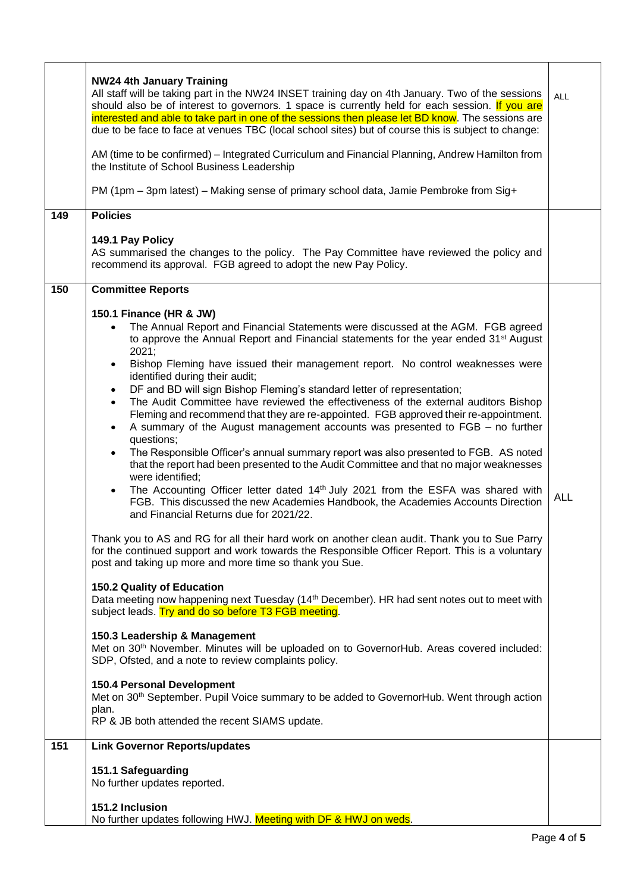| | | |
|---|---|---|
| | **NW24 4th January Training**<br>All staff will be taking part in the NW24 INSET training day on 4th January. Two of the sessions should also be of interest to governors. 1 space is currently held for each session. If you are interested and able to take part in one of the sessions then please let BD know. The sessions are due to be face to face at venues TBC (local school sites) but of course this is subject to change:<br><br>AM (time to be confirmed) – Integrated Curriculum and Financial Planning, Andrew Hamilton from the Institute of School Business Leadership<br><br>PM (1pm – 3pm latest) – Making sense of primary school data, Jamie Pembroke from Sig+ | ALL |
| **149** | **Policies**<br><br>**149.1 Pay Policy**<br>AS summarised the changes to the policy. The Pay Committee have reviewed the policy and recommend its approval. FGB agreed to adopt the new Pay Policy. | |
| **150** | **Committee Reports**<br><br>**150.1 Finance (HR & JW)**<br>• The Annual Report and Financial Statements were discussed at the AGM. FGB agreed to approve the Annual Report and Financial statements for the year ended 31st August 2021;<br>• Bishop Fleming have issued their management report. No control weaknesses were identified during their audit;<br>• DF and BD will sign Bishop Fleming's standard letter of representation;<br>• The Audit Committee have reviewed the effectiveness of the external auditors Bishop Fleming and recommend that they are re-appointed. FGB approved their re-appointment.<br>• A summary of the August management accounts was presented to FGB – no further questions;<br>• The Responsible Officer's annual summary report was also presented to FGB. AS noted that the report had been presented to the Audit Committee and that no major weaknesses were identified;<br>• The Accounting Officer letter dated 14th July 2021 from the ESFA was shared with FGB. This discussed the new Academies Handbook, the Academies Accounts Direction and Financial Returns due for 2021/22.<br><br>Thank you to AS and RG for all their hard work on another clean audit. Thank you to Sue Parry for the continued support and work towards the Responsible Officer Report. This is a voluntary post and taking up more and more time so thank you Sue.<br><br>**150.2 Quality of Education**<br>Data meeting now happening next Tuesday (14th December). HR had sent notes out to meet with subject leads. Try and do so before T3 FGB meeting.<br><br>**150.3 Leadership & Management**<br>Met on 30th November. Minutes will be uploaded on to GovernorHub. Areas covered included: SDP, Ofsted, and a note to review complaints policy.<br><br>**150.4 Personal Development**<br>Met on 30th September. Pupil Voice summary to be added to GovernorHub. Went through action plan.<br>RP & JB both attended the recent SIAMS update. | ALL |
| **151** | **Link Governor Reports/updates**<br><br>**151.1 Safeguarding**<br>No further updates reported.<br><br>**151.2 Inclusion**<br>No further updates following HWJ. Meeting with DF & HWJ on weds. | |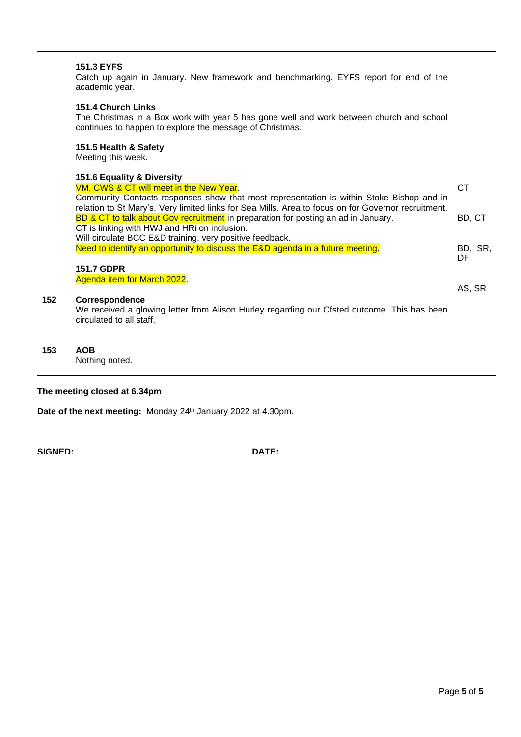| | | |
|---|---|---|
| | **151.3 EYFS**<br>Catch up again in January. New framework and benchmarking. EYFS report for end of the academic year.<br><br>**151.4 Church Links**<br>The Christmas in a Box work with year 5 has gone well and work between church and school continues to happen to explore the message of Christmas.<br><br>**151.5 Health & Safety**<br>Meeting this week.<br><br>**151.6 Equality & Diversity**<br>VM, CWS & CT will meet in the New Year.<br>Community Contacts responses show that most representation is within Stoke Bishop and in relation to St Mary's. Very limited links for Sea Mills. Area to focus on for Governor recruitment.<br>BD & CT to talk about Gov recruitment in preparation for posting an ad in January.<br>CT is linking with HWJ and HRi on inclusion.<br>Will circulate BCC E&D training, very positive feedback.<br>Need to identify an opportunity to discuss the E&D agenda in a future meeting.<br><br>**151.7 GDPR**<br>Agenda item for March 2022. | CT<br><br>BD, CT<br><br>BD, SR, DF<br><br>AS, SR |
| **152** | **Correspondence**<br>We received a glowing letter from Alison Hurley regarding our Ofsted outcome. This has been circulated to all staff. | |
| **153** | **AOB**<br>Nothing noted. | |

**The meeting closed at 6.34pm**

**Date of the next meeting:** Monday 24th January 2022 at 4.30pm.

**SIGNED:** ………………………………………………….. **DATE:**